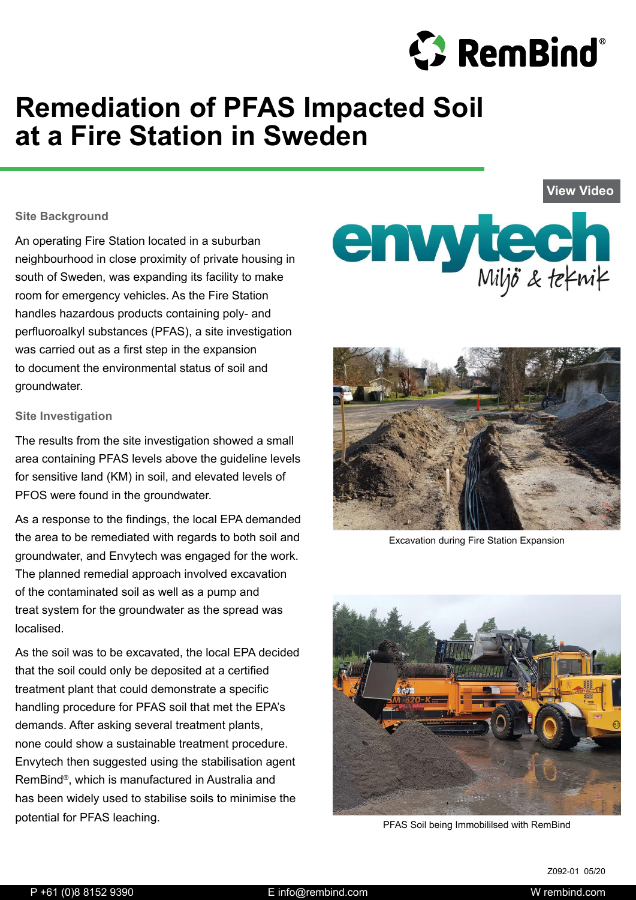# Remediation of PFAS Impacted Soil at a Fire Station in Sweden

View Video

### Site Background

An operating Fire Station located in a suburban neighbourhood in close proximity of private housing in south of Sweden, was expanding its facility to make room for emergency vehicles. As the Fire Station handles hazardous products containing poly- and perfluoroalkyl substances (PFAS), a site investigation was carried out as a first step in the expansion to document the environmental status of soil and groundwater.

### Site Investigation

The results from the site investigation showed a small area containing PFAS levels above the guideline levels for sensitive land (KM) in soil, and elevated levels of PFOS were found in the groundwater.

As a response to the findings, the local EPA demanded the area to be remediated with regards to both soil and groundwater, and Envytech was engaged for the work. The planned remedial approach involved excavation of the contaminated soil as well as a pump and treat system for the groundwater as the spread was localised.

As the soil was to be excavated, the local EPA decided that the soil could only be deposited at a certified treatment plant that could demonstrate a specific handling procedure for PFAS soil that met the EPA's demands. After asking several treatment plants, none could show a sustainable treatment procedure. Envytech then suggested using the stabilisation agent RemBind®, which is manufactured in Australia and has been widely used to stabilise soils to minimise the potential for PFAS leaching.

Excavation during Fire Station Expansion

PFAS Soil being Immobililsed with RemBind

Z092-01 05/20

P +61 (0)8 8152 9390 E info@rembind.com W rembind.com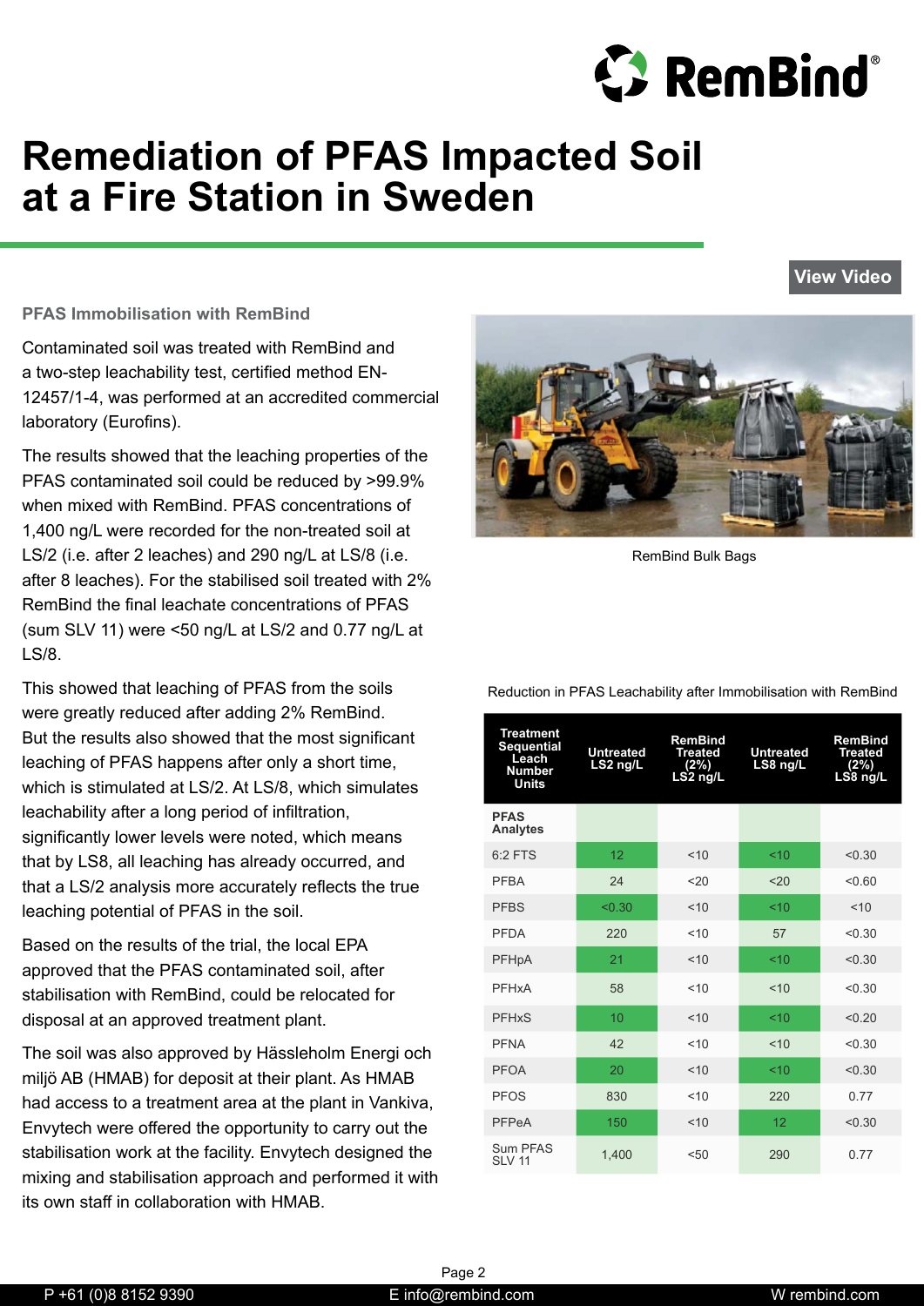# Remediation of PFAS Impacted Soil at a Fire Station in Sweden

View Video

### PFAS Immobilisation with RemBind

Contaminated soil was treated with RemBind and a two-step leachability test, certified method EN-12457/1-4, was performed at an accredited commercial laboratory (Eurofins).

The results showed that the leaching properties of the PFAS contaminated soil could be reduced by >99.9% when mixed with RemBind. PFAS concentrations of 1,400 ng/L were recorded for the non-treated soil at LS/2 (i.e. after 2 leaches) and 290 ng/L at LS/8 (i.e. after 8 leaches). For the stabilised soil treated with 2% RemBind the final leachate concentrations of PFAS (sum SLV 11) were <50 ng/L at LS/2 and 0.77 ng/L at LS/8.

This showed that leaching of PFAS from the soils were greatly reduced after adding 2% RemBind. But the results also showed that the most significant leaching of PFAS happens after only a short time, which is stimulated at LS/2. At LS/8, which simulates leachability after a long period of infiltration, significantly lower levels were noted, which means that by LS8, all leaching has already occurred, and that a LS/2 analysis more accurately reflects the true leaching potential of PFAS in the soil.

Based on the results of the trial, the local EPA approved that the PFAS contaminated soil, after stabilisation with RemBind, could be relocated for disposal at an approved treatment plant.

The soil was also approved by Hässleholm Energi och miljö AB (HMAB) for deposit at their plant. As HMAB had access to a treatment area at the plant in Vankiva, Envytech were offered the opportunity to carry out the stabilisation work at the facility. Envytech designed the mixing and stabilisation approach and performed it with its own staff in collaboration with HMAB.

RemBind Bulk Bags

Reduction in PFAS Leachability after Immobilisation with RemBind

| Treatment Sequential Leach Number Units | Untreated LS2 ng/L | RemBind Treated (2%) LS2 ng/L | Untreated LS8 ng/L | RemBind Treated (2%) LS8 ng/L |
|---|---|---|---|---|
| **PFAS Analytes** | | | | |
| 6:2 FTS | 12 | <10 | <10 | <0.30 |
| PFBA | 24 | <20 | <20 | <0.60 |
| PFBS | <0.30 | <10 | <10 | <10 |
| PFDA | 220 | <10 | 57 | <0.30 |
| PFHpA | 21 | <10 | <10 | <0.30 |
| PFHxA | 58 | <10 | <10 | <0.30 |
| PFHxS | 10 | <10 | <10 | <0.20 |
| PFNA | 42 | <10 | <10 | <0.30 |
| PFOA | 20 | <10 | <10 | <0.30 |
| PFOS | 830 | <10 | 220 | 0.77 |
| PFPeA | 150 | <10 | 12 | <0.30 |
| Sum PFAS SLV 11 | 1,400 | <50 | 290 | 0.77 |

P +61 (0)8 8152 9390 E info@rembind.com W rembind.com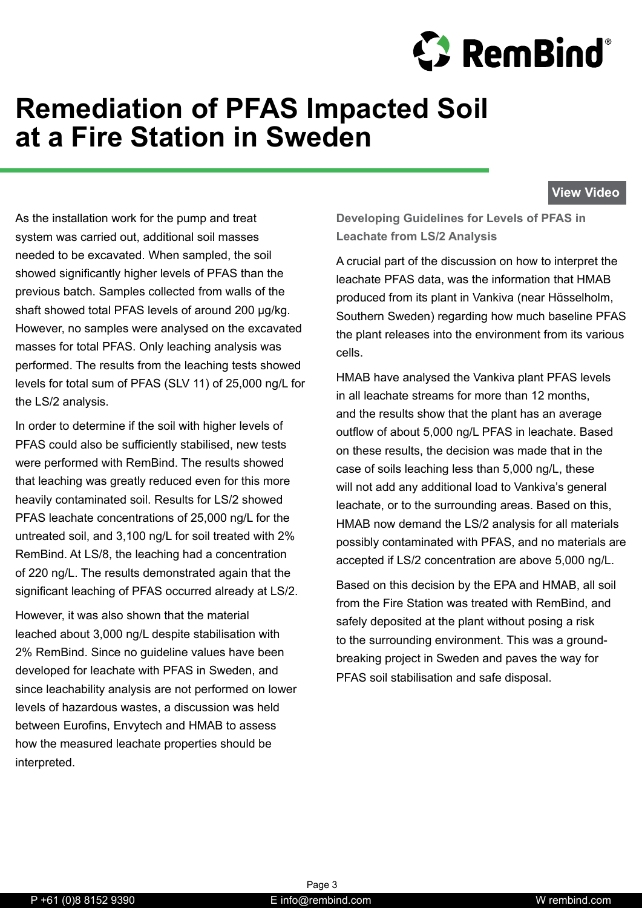# Remediation of PFAS Impacted Soil at a Fire Station in Sweden

View Video

As the installation work for the pump and treat system was carried out, additional soil masses needed to be excavated. When sampled, the soil showed significantly higher levels of PFAS than the previous batch. Samples collected from walls of the shaft showed total PFAS levels of around 200 µg/kg. However, no samples were analysed on the excavated masses for total PFAS. Only leaching analysis was performed. The results from the leaching tests showed levels for total sum of PFAS (SLV 11) of 25,000 ng/L for the LS/2 analysis.

In order to determine if the soil with higher levels of PFAS could also be sufficiently stabilised, new tests were performed with RemBind. The results showed that leaching was greatly reduced even for this more heavily contaminated soil. Results for LS/2 showed PFAS leachate concentrations of 25,000 ng/L for the untreated soil, and 3,100 ng/L for soil treated with 2% RemBind. At LS/8, the leaching had a concentration of 220 ng/L. The results demonstrated again that the significant leaching of PFAS occurred already at LS/2.

However, it was also shown that the material leached about 3,000 ng/L despite stabilisation with 2% RemBind. Since no guideline values have been developed for leachate with PFAS in Sweden, and since leachability analysis are not performed on lower levels of hazardous wastes, a discussion was held between Eurofins, Envytech and HMAB to assess how the measured leachate properties should be interpreted.

### Developing Guidelines for Levels of PFAS in Leachate from LS/2 Analysis

A crucial part of the discussion on how to interpret the leachate PFAS data, was the information that HMAB produced from its plant in Vankiva (near Hösselholm, Southern Sweden) regarding how much baseline PFAS the plant releases into the environment from its various cells.

HMAB have analysed the Vankiva plant PFAS levels in all leachate streams for more than 12 months, and the results show that the plant has an average outflow of about 5,000 ng/L PFAS in leachate. Based on these results, the decision was made that in the case of soils leaching less than 5,000 ng/L, these will not add any additional load to Vankiva's general leachate, or to the surrounding areas. Based on this, HMAB now demand the LS/2 analysis for all materials possibly contaminated with PFAS, and no materials are accepted if LS/2 concentration are above 5,000 ng/L.

Based on this decision by the EPA and HMAB, all soil from the Fire Station was treated with RemBind, and safely deposited at the plant without posing a risk to the surrounding environment. This was a ground-breaking project in Sweden and paves the way for PFAS soil stabilisation and safe disposal.